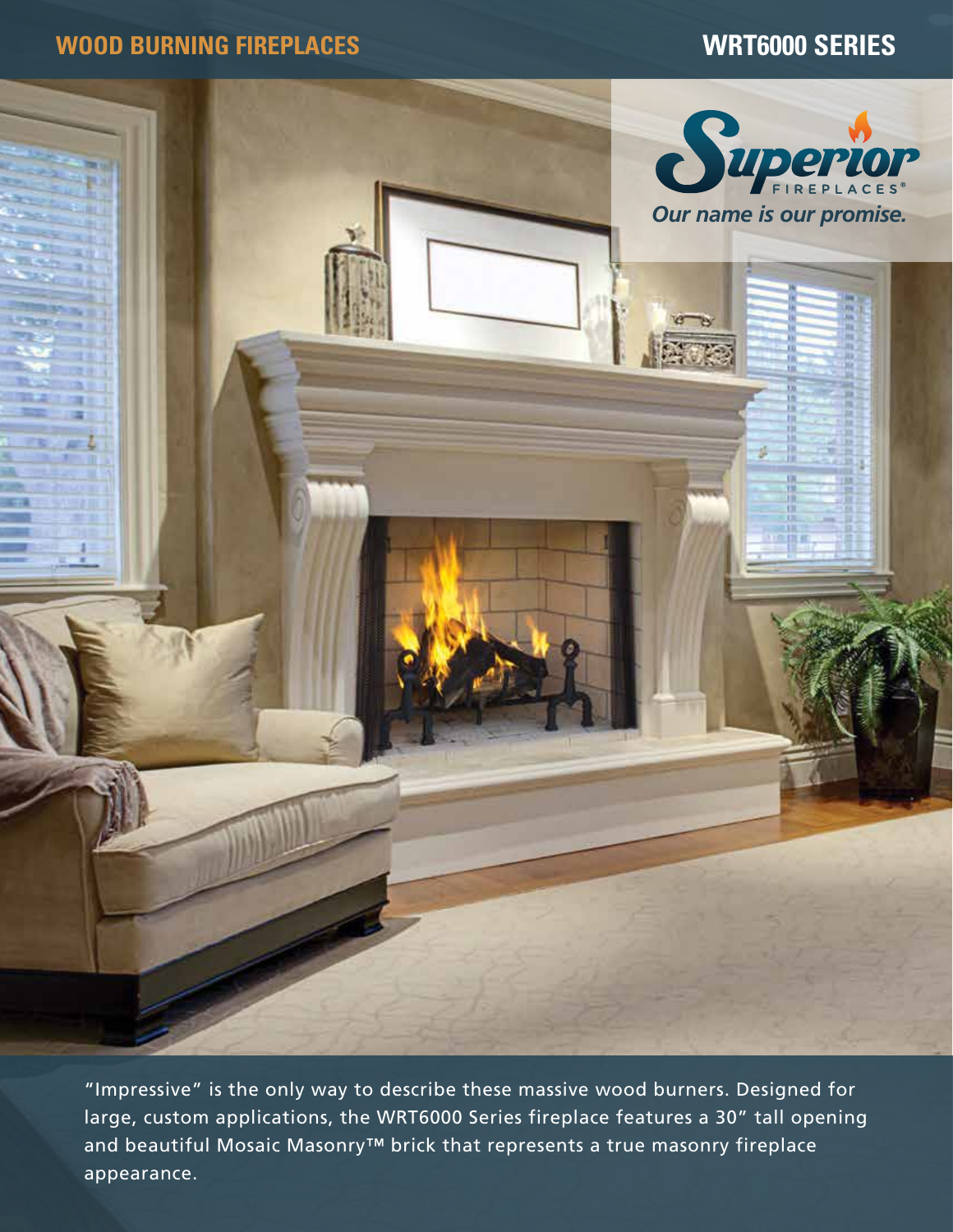# WOOD BURNING FIREPLACES

# WRT6000 SERIES

Superior FIREPLACES®

*Our name is our promise.*

"Impressive" is the only way to describe these massive wood burners. Designed for large, custom applications, the WRT6000 Series fireplace features a 30" tall opening and beautiful Mosaic Masonry™ brick that represents a true masonry fireplace appearance.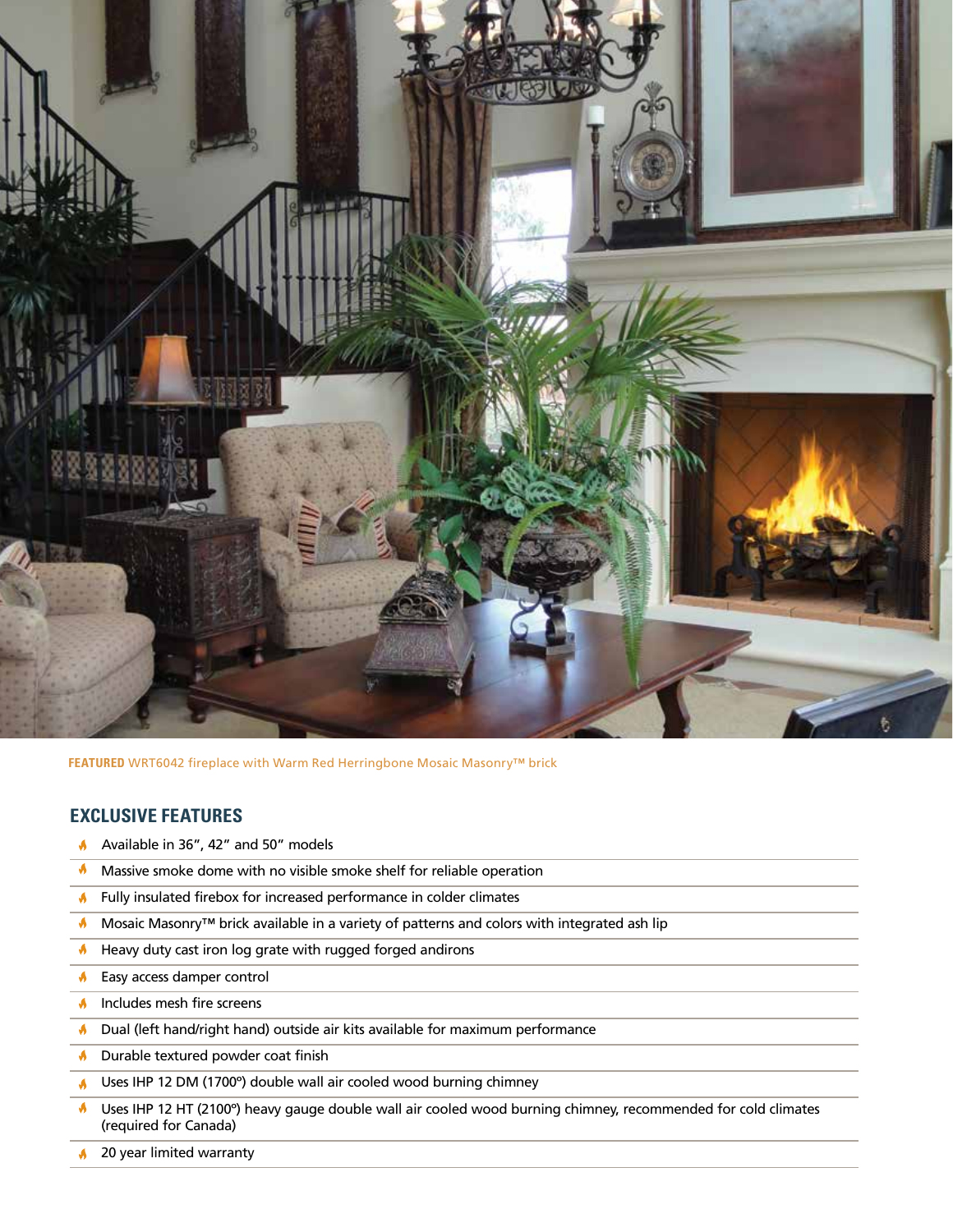**FEATURED** WRT6042 fireplace with Warm Red Herringbone Mosaic Masonry™ brick

## EXCLUSIVE FEATURES

- Available in 36", 42" and 50" models
- Massive smoke dome with no visible smoke shelf for reliable operation
- Fully insulated firebox for increased performance in colder climates
- Mosaic Masonry™ brick available in a variety of patterns and colors with integrated ash lip
- Heavy duty cast iron log grate with rugged forged andirons
- Easy access damper control
- Includes mesh fire screens
- Dual (left hand/right hand) outside air kits available for maximum performance
- Durable textured powder coat finish
- Uses IHP 12 DM (1700º) double wall air cooled wood burning chimney
- Uses IHP 12 HT (2100º) heavy gauge double wall air cooled wood burning chimney, recommended for cold climates (required for Canada)
- 20 year limited warranty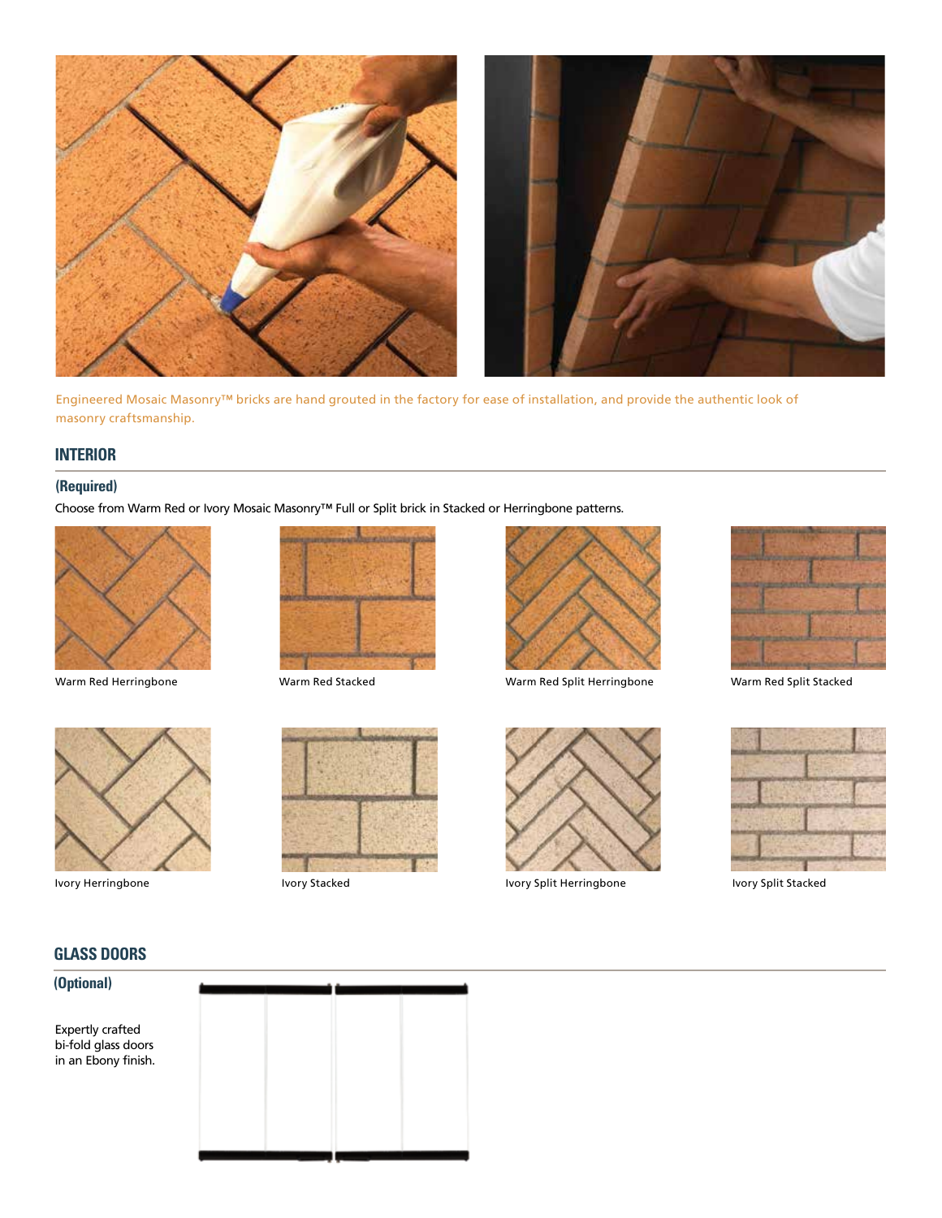Engineered Mosaic Masonry™ bricks are hand grouted in the factory for ease of installation, and provide the authentic look of masonry craftsmanship.

## INTERIOR

### (Required)

Choose from Warm Red or Ivory Mosaic Masonry™ Full or Split brick in Stacked or Herringbone patterns.

Warm Red Herringbone

Warm Red Stacked

Warm Red Split Herringbone

Warm Red Split Stacked

Ivory Herringbone

Ivory Stacked

Ivory Split Herringbone

Ivory Split Stacked

## GLASS DOORS

### (Optional)

Expertly crafted bi-fold glass doors in an Ebony finish.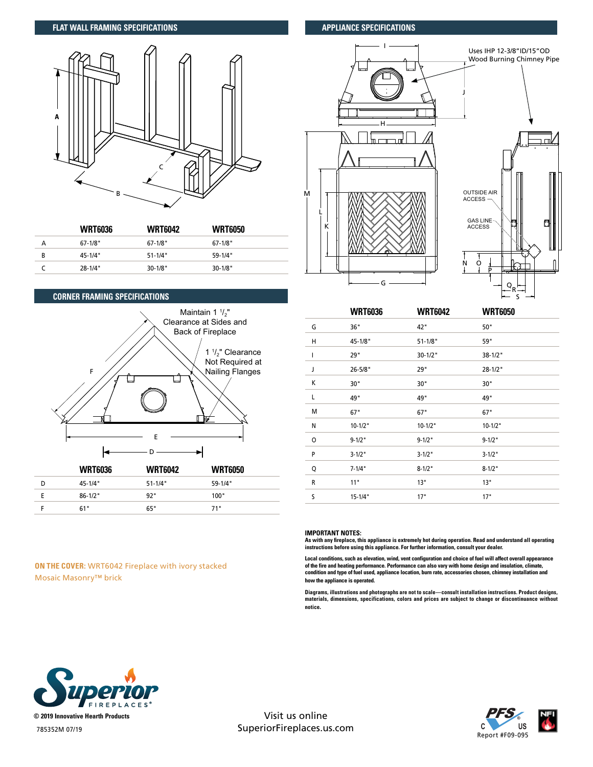## FLAT WALL FRAMING SPECIFICATIONS

| | WRT6036 | WRT6042 | WRT6050 |
|---|---|---|---|
| A | 67-1/8" | 67-1/8" | 67-1/8" |
| B | 45-1/4" | 51-1/4" | 59-1/4" |
| C | 28-1/4" | 30-1/8" | 30-1/8" |

## CORNER FRAMING SPECIFICATIONS

Maintain 1 1/2" Clearance at Sides and Back of Fireplace

1 1/2" Clearance Not Required at Nailing Flanges

| | WRT6036 | WRT6042 | WRT6050 |
|---|---|---|---|
| D | 45-1/4" | 51-1/4" | 59-1/4" |
| E | 86-1/2" | 92" | 100" |
| F | 61" | 65" | 71" |

**ON THE COVER:** WRT6042 Fireplace with ivory stacked Mosaic Masonry™ brick

## APPLIANCE SPECIFICATIONS

Uses IHP 12-3/8" ID/15" OD Wood Burning Chimney Pipe

OUTSIDE AIR ACCESS

GAS LINE ACCESS

| | WRT6036 | WRT6042 | WRT6050 |
|---|---|---|---|
| G | 36" | 42" | 50" |
| H | 45-1/8" | 51-1/8" | 59" |
| I | 29" | 30-1/2" | 38-1/2" |
| J | 26-5/8" | 29" | 28-1/2" |
| K | 30" | 30" | 30" |
| L | 49" | 49" | 49" |
| M | 67" | 67" | 67" |
| N | 10-1/2" | 10-1/2" | 10-1/2" |
| O | 9-1/2" | 9-1/2" | 9-1/2" |
| P | 3-1/2" | 3-1/2" | 3-1/2" |
| Q | 7-1/4" | 8-1/2" | 8-1/2" |
| R | 11" | 13" | 13" |
| S | 15-1/4" | 17" | 17" |

**IMPORTANT NOTES:**

**As with any fireplace, this appliance is extremely hot during operation. Read and understand all operating instructions before using this appliance. For further information, consult your dealer.**

**Local conditions, such as elevation, wind, vent configuration and choice of fuel will affect overall appearance of the fire and heating performance. Performance can also vary with home design and insulation, climate, condition and type of fuel used, appliance location, burn rate, accessories chosen, chimney installation and how the appliance is operated.**

**Diagrams, illustrations and photographs are not to scale—consult installation instructions. Product designs, materials, dimensions, specifications, colors and prices are subject to change or discontinuance without notice.**

Superior FIREPLACES®

© 2019 Innovative Hearth Products

785352M 07/19

Visit us online
SuperiorFireplaces.us.com

PFS C US
Report #F09-095

NFI